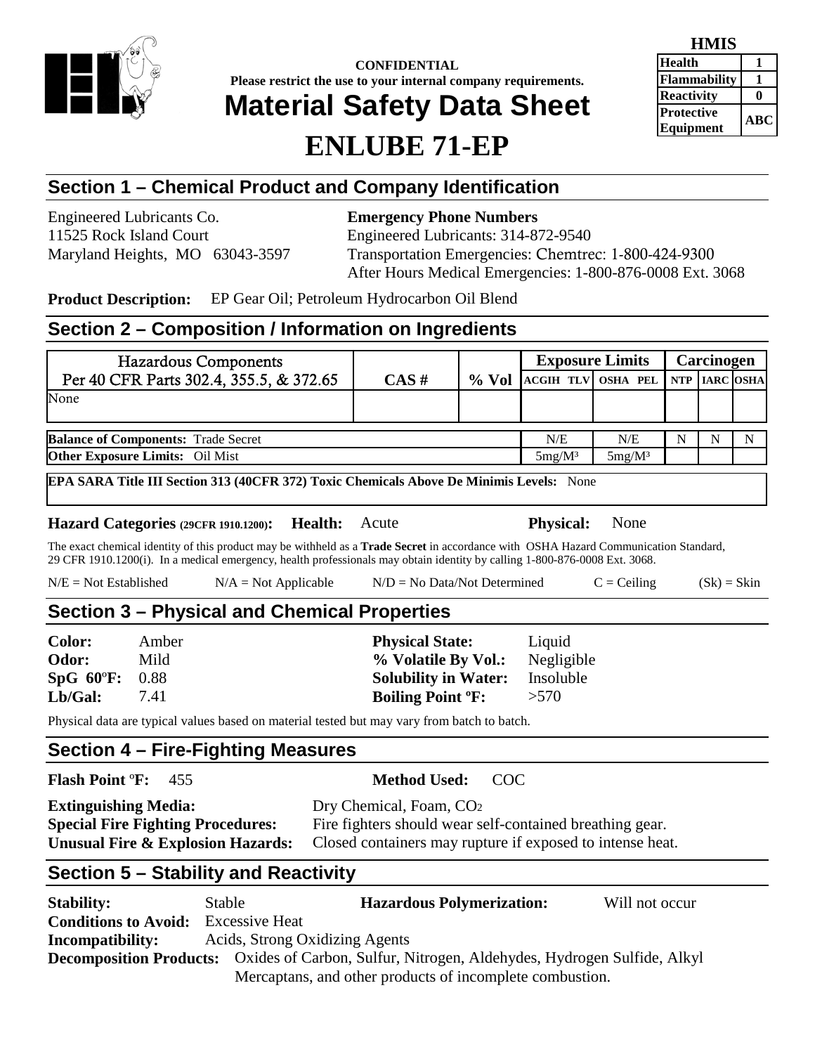**CONFIDENTIAL**
**Please restrict the use to your internal company requirements.**

# Material Safety Data Sheet

# ENLUBE 71-EP

| HMIS | |
|---|---|
| Health | 1 |
| Flammability | 1 |
| Reactivity | 0 |
| Protective Equipment | ABC |

## Section 1 – Chemical Product and Company Identification

Engineered Lubricants Co.
11525 Rock Island Court
Maryland Heights, MO 63043-3597

**Emergency Phone Numbers**
Engineered Lubricants: 314-872-9540
Transportation Emergencies: Chemtrec: 1-800-424-9300
After Hours Medical Emergencies: 1-800-876-0008 Ext. 3068

**Product Description:** EP Gear Oil; Petroleum Hydrocarbon Oil Blend

## Section 2 – Composition / Information on Ingredients

| Hazardous Components Per 40 CFR Parts 302.4, 355.5, & 372.65 | CAS # | % Vol | Exposure Limits | | Carcinogen | | |
|---|---|---|---|---|---|---|---|
| | | | ACGIH TLV | OSHA PEL | NTP | IARC | OSHA |
| None | | | | | | | |
| **Balance of Components:** Trade Secret | | | N/E | N/E | N | N | N |
| **Other Exposure Limits:** Oil Mist | | | 5mg/M³ | 5mg/M³ | | | |

**EPA SARA Title III Section 313 (40CFR 372) Toxic Chemicals Above De Minimis Levels:** None

**Hazard Categories (29CFR 1910.1200): Health:** Acute **Physical:** None

The exact chemical identity of this product may be withheld as a **Trade Secret** in accordance with OSHA Hazard Communication Standard, 29 CFR 1910.1200(i). In a medical emergency, health professionals may obtain identity by calling 1-800-876-0008 Ext. 3068.

N/E = Not Established  N/A = Not Applicable  N/D = No Data/Not Determined  C = Ceiling  (Sk) = Skin

## Section 3 – Physical and Chemical Properties

| | | | |
|---|---|---|---|
| **Color:** | Amber | **Physical State:** | Liquid |
| **Odor:** | Mild | **% Volatile By Vol.:** | Negligible |
| **SpG 60ºF:** | 0.88 | **Solubility in Water:** | Insoluble |
| **Lb/Gal:** | 7.41 | **Boiling Point ºF:** | >570 |

Physical data are typical values based on material tested but may vary from batch to batch.

## Section 4 – Fire-Fighting Measures

**Flash Point ºF:** 455 **Method Used:** COC

**Extinguishing Media:** Dry Chemical, Foam, $CO_2$
**Special Fire Fighting Procedures:** Fire fighters should wear self-contained breathing gear.
**Unusual Fire & Explosion Hazards:** Closed containers may rupture if exposed to intense heat.

## Section 5 – Stability and Reactivity

**Stability:** Stable **Hazardous Polymerization:** Will not occur
**Conditions to Avoid:** Excessive Heat
**Incompatibility:** Acids, Strong Oxidizing Agents
**Decomposition Products:** Oxides of Carbon, Sulfur, Nitrogen, Aldehydes, Hydrogen Sulfide, Alkyl Mercaptans, and other products of incomplete combustion.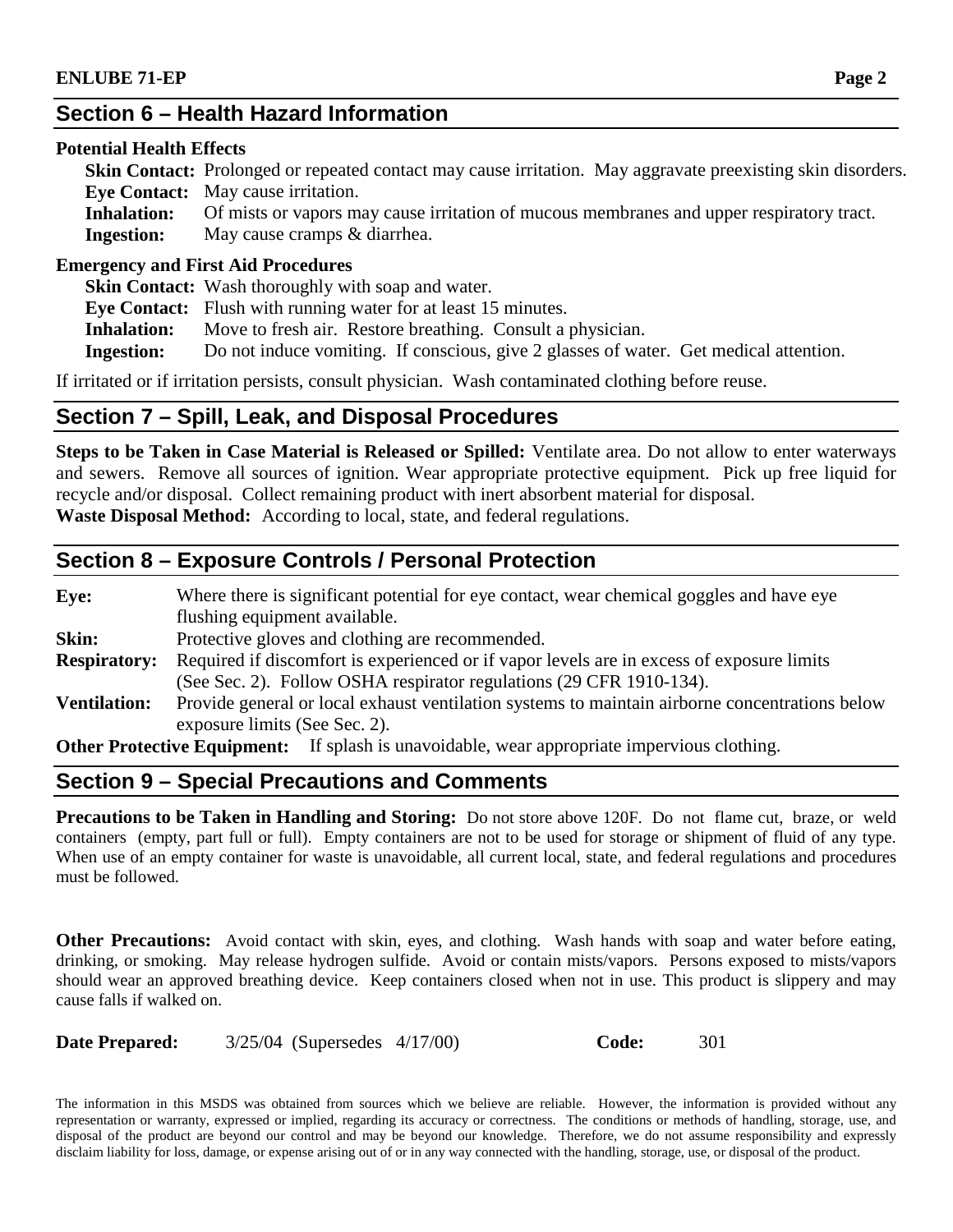## Section 6 – Health Hazard Information

**Potential Health Effects**

**Skin Contact:** Prolonged or repeated contact may cause irritation. May aggravate preexisting skin disorders.
**Eye Contact:** May cause irritation.
**Inhalation:** Of mists or vapors may cause irritation of mucous membranes and upper respiratory tract.
**Ingestion:** May cause cramps & diarrhea.

**Emergency and First Aid Procedures**

**Skin Contact:** Wash thoroughly with soap and water.
**Eye Contact:** Flush with running water for at least 15 minutes.
**Inhalation:** Move to fresh air. Restore breathing. Consult a physician.
**Ingestion:** Do not induce vomiting. If conscious, give 2 glasses of water. Get medical attention.

If irritated or if irritation persists, consult physician. Wash contaminated clothing before reuse.

## Section 7 – Spill, Leak, and Disposal Procedures

**Steps to be Taken in Case Material is Released or Spilled:** Ventilate area. Do not allow to enter waterways and sewers. Remove all sources of ignition. Wear appropriate protective equipment. Pick up free liquid for recycle and/or disposal. Collect remaining product with inert absorbent material for disposal.
**Waste Disposal Method:** According to local, state, and federal regulations.

## Section 8 – Exposure Controls / Personal Protection

**Eye:** Where there is significant potential for eye contact, wear chemical goggles and have eye flushing equipment available.
**Skin:** Protective gloves and clothing are recommended.
**Respiratory:** Required if discomfort is experienced or if vapor levels are in excess of exposure limits (See Sec. 2). Follow OSHA respirator regulations (29 CFR 1910-134).
**Ventilation:** Provide general or local exhaust ventilation systems to maintain airborne concentrations below exposure limits (See Sec. 2).
**Other Protective Equipment:** If splash is unavoidable, wear appropriate impervious clothing.

## Section 9 – Special Precautions and Comments

**Precautions to be Taken in Handling and Storing:** Do not store above 120F. Do not flame cut, braze, or weld containers (empty, part full or full). Empty containers are not to be used for storage or shipment of fluid of any type. When use of an empty container for waste is unavoidable, all current local, state, and federal regulations and procedures must be followed.

**Other Precautions:** Avoid contact with skin, eyes, and clothing. Wash hands with soap and water before eating, drinking, or smoking. May release hydrogen sulfide. Avoid or contain mists/vapors. Persons exposed to mists/vapors should wear an approved breathing device. Keep containers closed when not in use. This product is slippery and may cause falls if walked on.

**Date Prepared:** 3/25/04 (Supersedes 4/17/00) **Code:** 301

The information in this MSDS was obtained from sources which we believe are reliable. However, the information is provided without any representation or warranty, expressed or implied, regarding its accuracy or correctness. The conditions or methods of handling, storage, use, and disposal of the product are beyond our control and may be beyond our knowledge. Therefore, we do not assume responsibility and expressly disclaim liability for loss, damage, or expense arising out of or in any way connected with the handling, storage, use, or disposal of the product.